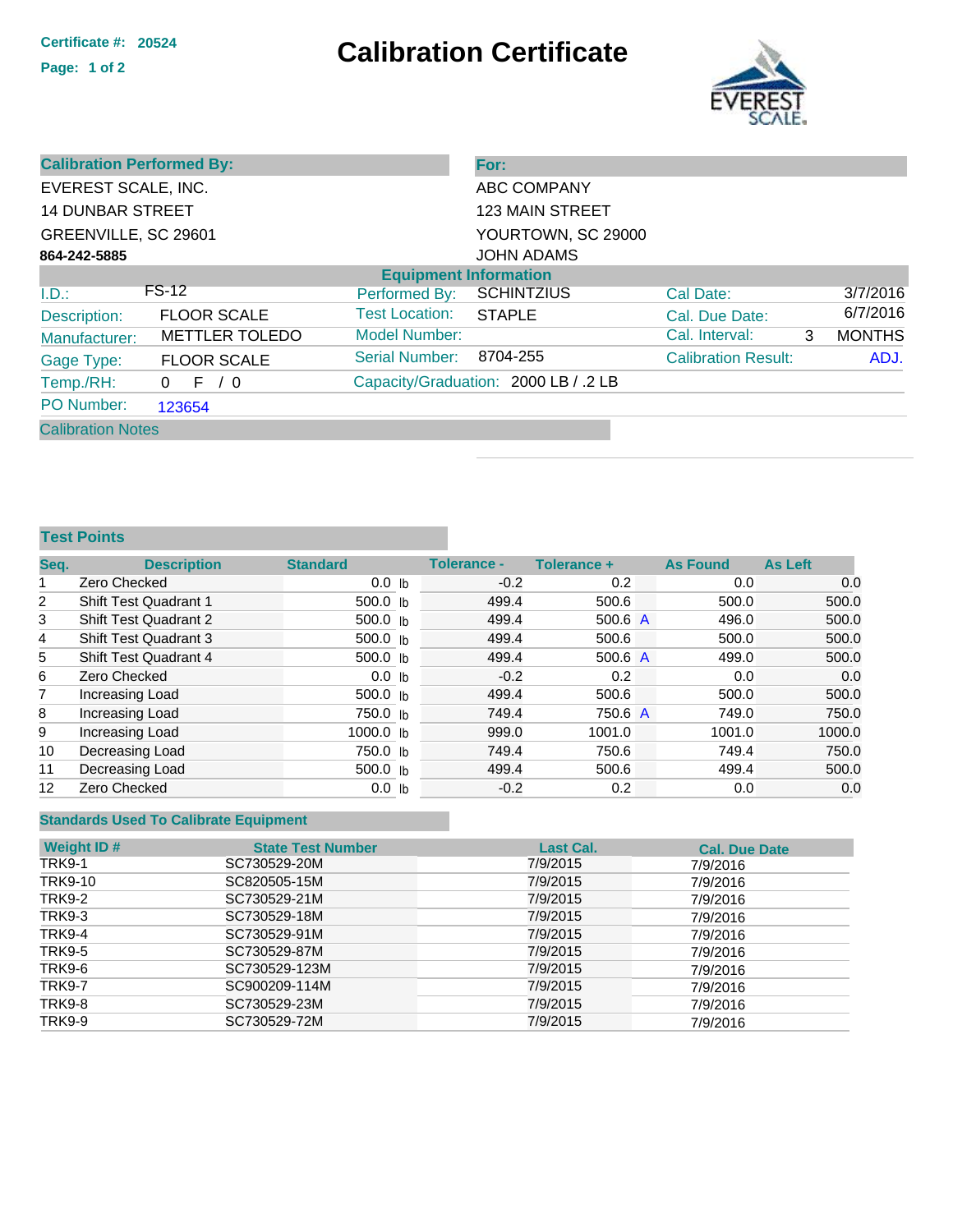Certificate #: 20524

# Calibration Certificate

EVEREST SCALE.

| Calibration Performed By: | For: |
|---|---|
| EVEREST SCALE, INC. | ABC COMPANY |
| 14 DUNBAR STREET | 123 MAIN STREET |
| GREENVILLE, SC 29601 | YOURTOWN, SC 29000 |
| **864-242-5885** | JOHN ADAMS |

## Equipment Information

| | | | | | |
|---|---|---|---|---|---|
| I.D.: | FS-12 | Performed By: | SCHINTZIUS | Cal Date: | 3/7/2016 |
| Description: | FLOOR SCALE | Test Location: | STAPLE | Cal. Due Date: | 6/7/2016 |
| Manufacturer: | METTLER TOLEDO | Model Number: | | Cal. Interval: | 3 MONTHS |
| Gage Type: | FLOOR SCALE | Serial Number: | 8704-255 | Calibration Result: | ADJ. |
| Temp./RH: | 0 F / 0 | Capacity/Graduation: | 2000 LB / .2 LB | | |
| PO Number: | 123654 | | | | |

Calibration Notes

## Test Points

| Seq. | Description | Standard | Tolerance - | Tolerance + | | As Found | As Left |
|---|---|---|---|---|---|---|---|
| 1 | Zero Checked | 0.0 lb | -0.2 | 0.2 | | 0.0 | 0.0 |
| 2 | Shift Test Quadrant 1 | 500.0 lb | 499.4 | 500.6 | | 500.0 | 500.0 |
| 3 | Shift Test Quadrant 2 | 500.0 lb | 499.4 | 500.6 | A | 496.0 | 500.0 |
| 4 | Shift Test Quadrant 3 | 500.0 lb | 499.4 | 500.6 | | 500.0 | 500.0 |
| 5 | Shift Test Quadrant 4 | 500.0 lb | 499.4 | 500.6 | A | 499.0 | 500.0 |
| 6 | Zero Checked | 0.0 lb | -0.2 | 0.2 | | 0.0 | 0.0 |
| 7 | Increasing Load | 500.0 lb | 499.4 | 500.6 | | 500.0 | 500.0 |
| 8 | Increasing Load | 750.0 lb | 749.4 | 750.6 | A | 749.0 | 750.0 |
| 9 | Increasing Load | 1000.0 lb | 999.0 | 1001.0 | | 1001.0 | 1000.0 |
| 10 | Decreasing Load | 750.0 lb | 749.4 | 750.6 | | 749.4 | 750.0 |
| 11 | Decreasing Load | 500.0 lb | 499.4 | 500.6 | | 499.4 | 500.0 |
| 12 | Zero Checked | 0.0 lb | -0.2 | 0.2 | | 0.0 | 0.0 |

## Standards Used To Calibrate Equipment

| Weight ID # | State Test Number | Last Cal. | Cal. Due Date |
|---|---|---|---|
| TRK9-1 | SC730529-20M | 7/9/2015 | 7/9/2016 |
| TRK9-10 | SC820505-15M | 7/9/2015 | 7/9/2016 |
| TRK9-2 | SC730529-21M | 7/9/2015 | 7/9/2016 |
| TRK9-3 | SC730529-18M | 7/9/2015 | 7/9/2016 |
| TRK9-4 | SC730529-91M | 7/9/2015 | 7/9/2016 |
| TRK9-5 | SC730529-87M | 7/9/2015 | 7/9/2016 |
| TRK9-6 | SC730529-123M | 7/9/2015 | 7/9/2016 |
| TRK9-7 | SC900209-114M | 7/9/2015 | 7/9/2016 |
| TRK9-8 | SC730529-23M | 7/9/2015 | 7/9/2016 |
| TRK9-9 | SC730529-72M | 7/9/2015 | 7/9/2016 |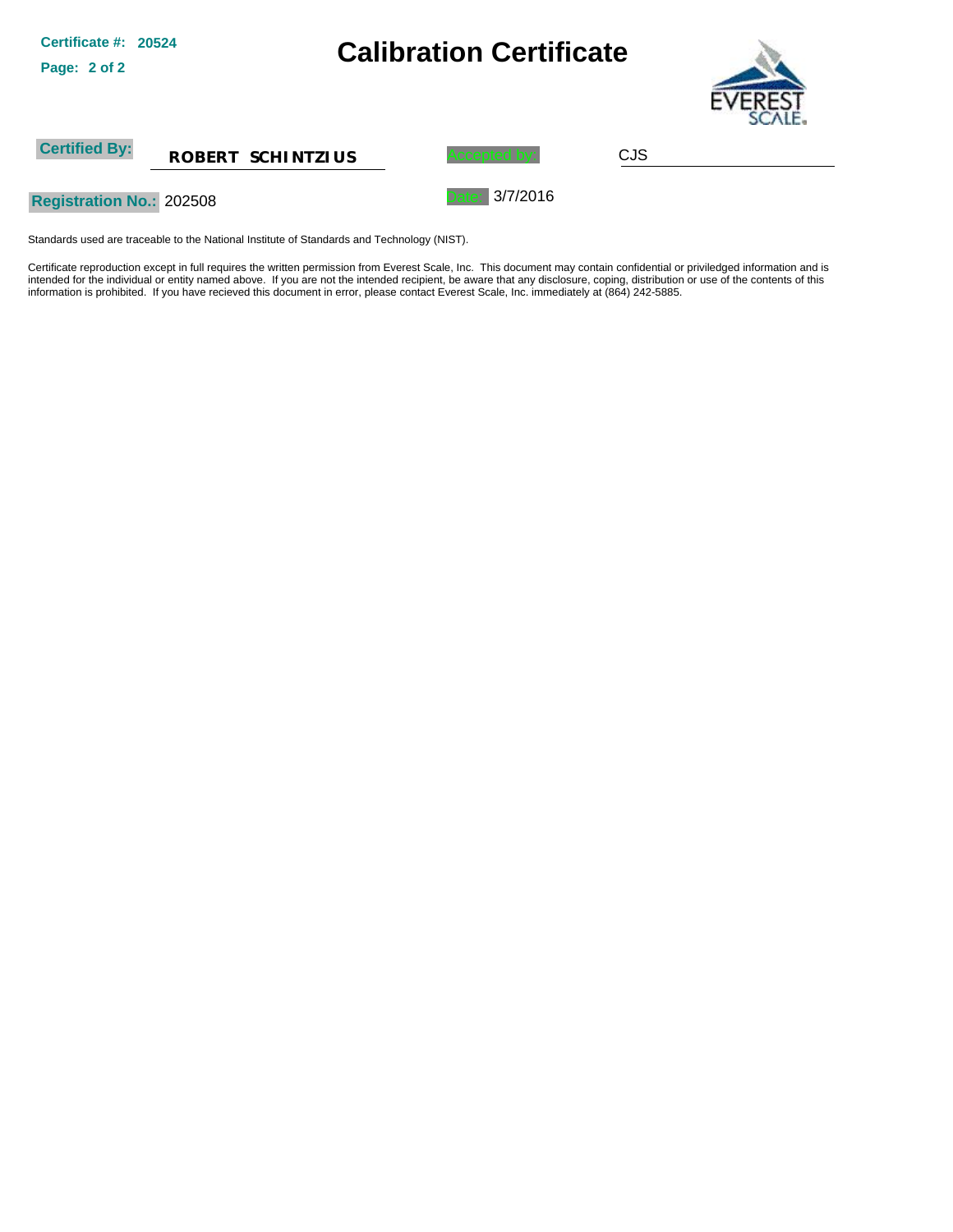Certificate #: 20524

# Calibration Certificate

**Certified By:** ROBERT SCHINTZIUS

**Accepted by:** CJS

**Registration No.:** 202508

**Date:** 3/7/2016

Standards used are traceable to the National Institute of Standards and Technology (NIST).

Certificate reproduction except in full requires the written permission from Everest Scale, Inc. This document may contain confidential or priviledged information and is intended for the individual or entity named above. If you are not the intended recipient, be aware that any disclosure, coping, distribution or use of the contents of this information is prohibited. If you have recieved this document in error, please contact Everest Scale, Inc. immediately at (864) 242-5885.